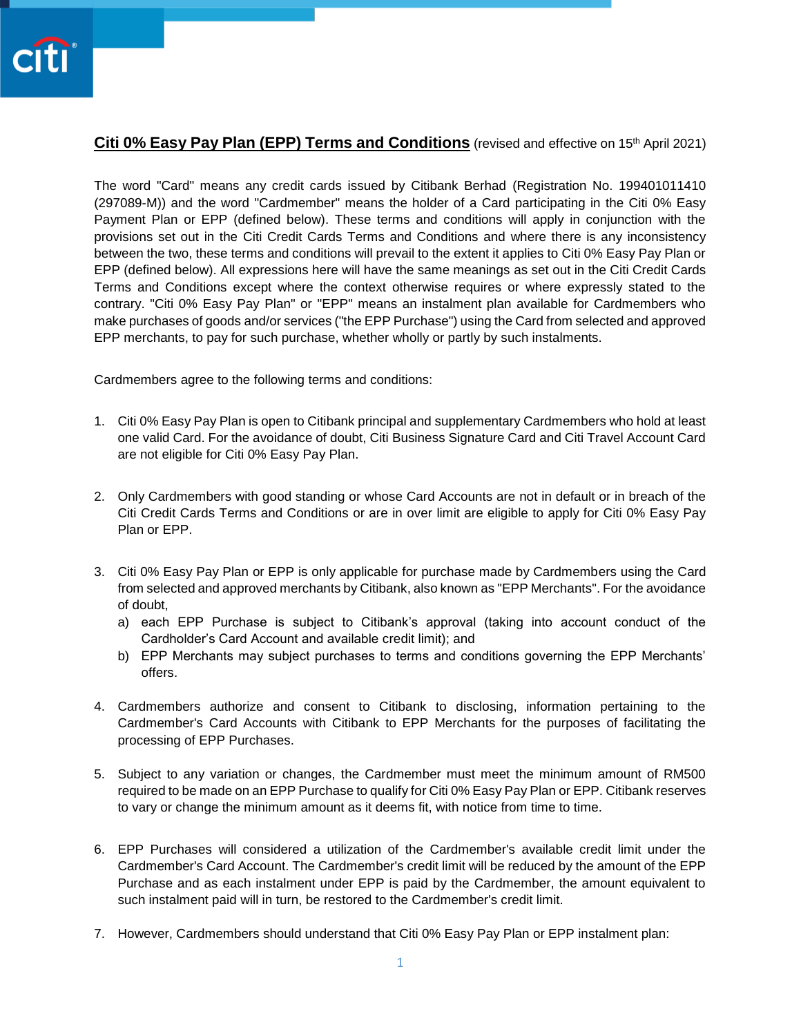**Citi 0% Easy Pay Plan (EPP) Terms and Conditions** (revised and effective on 15th April 2021)

The word "Card" means any credit cards issued by Citibank Berhad (Registration No. 199401011410 (297089-M)) and the word "Cardmember" means the holder of a Card participating in the Citi 0% Easy Payment Plan or EPP (defined below). These terms and conditions will apply in conjunction with the provisions set out in the Citi Credit Cards Terms and Conditions and where there is any inconsistency between the two, these terms and conditions will prevail to the extent it applies to Citi 0% Easy Pay Plan or EPP (defined below). All expressions here will have the same meanings as set out in the Citi Credit Cards Terms and Conditions except where the context otherwise requires or where expressly stated to the contrary. "Citi 0% Easy Pay Plan" or "EPP" means an instalment plan available for Cardmembers who make purchases of goods and/or services ("the EPP Purchase") using the Card from selected and approved EPP merchants, to pay for such purchase, whether wholly or partly by such instalments.

Cardmembers agree to the following terms and conditions:

1. Citi 0% Easy Pay Plan is open to Citibank principal and supplementary Cardmembers who hold at least one valid Card. For the avoidance of doubt, Citi Business Signature Card and Citi Travel Account Card are not eligible for Citi 0% Easy Pay Plan.

2. Only Cardmembers with good standing or whose Card Accounts are not in default or in breach of the Citi Credit Cards Terms and Conditions or are in over limit are eligible to apply for Citi 0% Easy Pay Plan or EPP.

3. Citi 0% Easy Pay Plan or EPP is only applicable for purchase made by Cardmembers using the Card from selected and approved merchants by Citibank, also known as "EPP Merchants". For the avoidance of doubt,
   a) each EPP Purchase is subject to Citibank's approval (taking into account conduct of the Cardholder's Card Account and available credit limit); and
   b) EPP Merchants may subject purchases to terms and conditions governing the EPP Merchants' offers.

4. Cardmembers authorize and consent to Citibank to disclosing, information pertaining to the Cardmember's Card Accounts with Citibank to EPP Merchants for the purposes of facilitating the processing of EPP Purchases.

5. Subject to any variation or changes, the Cardmember must meet the minimum amount of RM500 required to be made on an EPP Purchase to qualify for Citi 0% Easy Pay Plan or EPP. Citibank reserves to vary or change the minimum amount as it deems fit, with notice from time to time.

6. EPP Purchases will considered a utilization of the Cardmember's available credit limit under the Cardmember's Card Account. The Cardmember's credit limit will be reduced by the amount of the EPP Purchase and as each instalment under EPP is paid by the Cardmember, the amount equivalent to such instalment paid will in turn, be restored to the Cardmember's credit limit.

7. However, Cardmembers should understand that Citi 0% Easy Pay Plan or EPP instalment plan: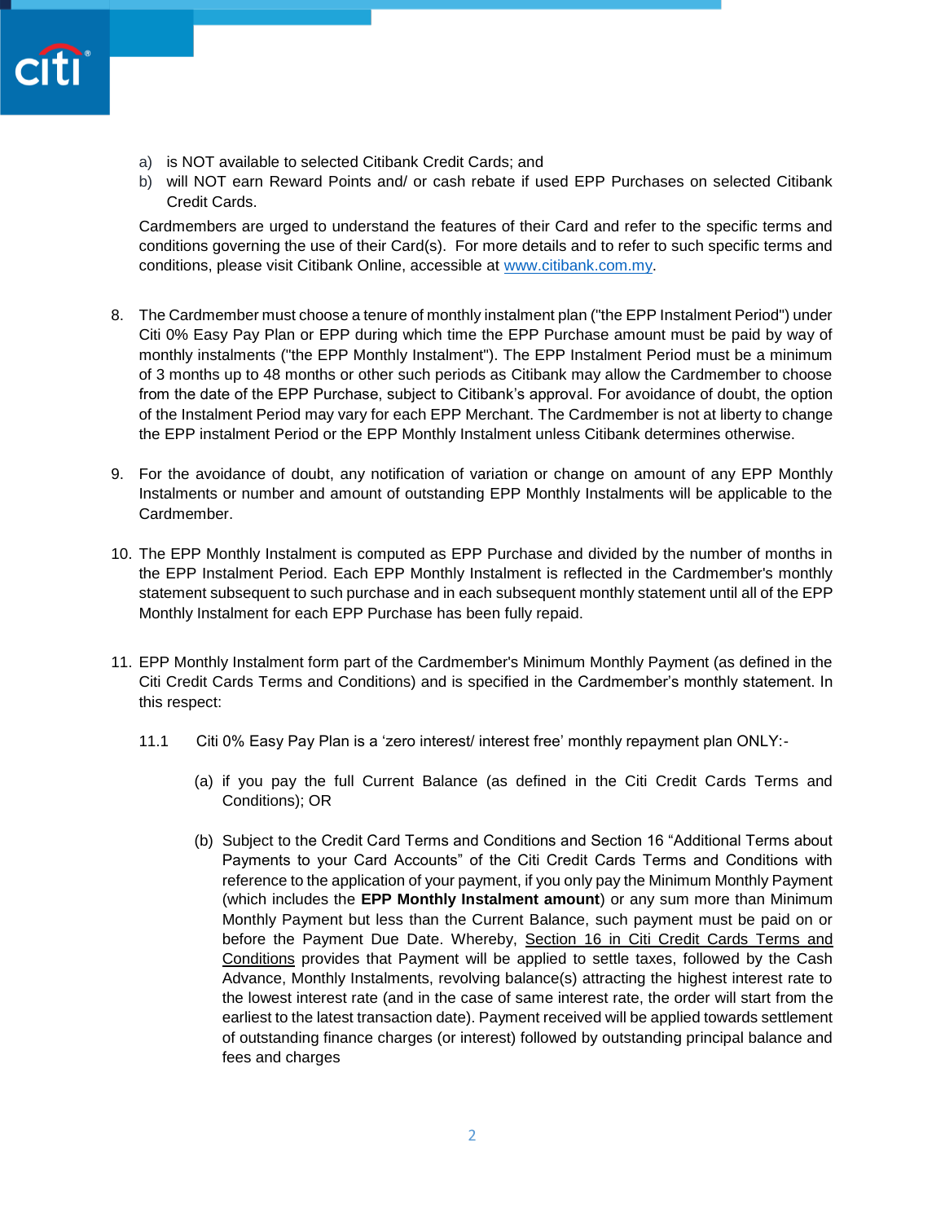a) is NOT available to selected Citibank Credit Cards; and
b) will NOT earn Reward Points and/ or cash rebate if used EPP Purchases on selected Citibank Credit Cards.

Cardmembers are urged to understand the features of their Card and refer to the specific terms and conditions governing the use of their Card(s). For more details and to refer to such specific terms and conditions, please visit Citibank Online, accessible at www.citibank.com.my.

8. The Cardmember must choose a tenure of monthly instalment plan ("the EPP Instalment Period") under Citi 0% Easy Pay Plan or EPP during which time the EPP Purchase amount must be paid by way of monthly instalments ("the EPP Monthly Instalment"). The EPP Instalment Period must be a minimum of 3 months up to 48 months or other such periods as Citibank may allow the Cardmember to choose from the date of the EPP Purchase, subject to Citibank's approval. For avoidance of doubt, the option of the Instalment Period may vary for each EPP Merchant. The Cardmember is not at liberty to change the EPP instalment Period or the EPP Monthly Instalment unless Citibank determines otherwise.

9. For the avoidance of doubt, any notification of variation or change on amount of any EPP Monthly Instalments or number and amount of outstanding EPP Monthly Instalments will be applicable to the Cardmember.

10. The EPP Monthly Instalment is computed as EPP Purchase and divided by the number of months in the EPP Instalment Period. Each EPP Monthly Instalment is reflected in the Cardmember's monthly statement subsequent to such purchase and in each subsequent monthly statement until all of the EPP Monthly Instalment for each EPP Purchase has been fully repaid.

11. EPP Monthly Instalment form part of the Cardmember's Minimum Monthly Payment (as defined in the Citi Credit Cards Terms and Conditions) and is specified in the Cardmember's monthly statement. In this respect:

    11.1 Citi 0% Easy Pay Plan is a 'zero interest/ interest free' monthly repayment plan ONLY:-

    (a) if you pay the full Current Balance (as defined in the Citi Credit Cards Terms and Conditions); OR

    (b) Subject to the Credit Card Terms and Conditions and Section 16 "Additional Terms about Payments to your Card Accounts" of the Citi Credit Cards Terms and Conditions with reference to the application of your payment, if you only pay the Minimum Monthly Payment (which includes the **EPP Monthly Instalment amount**) or any sum more than Minimum Monthly Payment but less than the Current Balance, such payment must be paid on or before the Payment Due Date. Whereby, Section 16 in Citi Credit Cards Terms and Conditions provides that Payment will be applied to settle taxes, followed by the Cash Advance, Monthly Instalments, revolving balance(s) attracting the highest interest rate to the lowest interest rate (and in the case of same interest rate, the order will start from the earliest to the latest transaction date). Payment received will be applied towards settlement of outstanding finance charges (or interest) followed by outstanding principal balance and fees and charges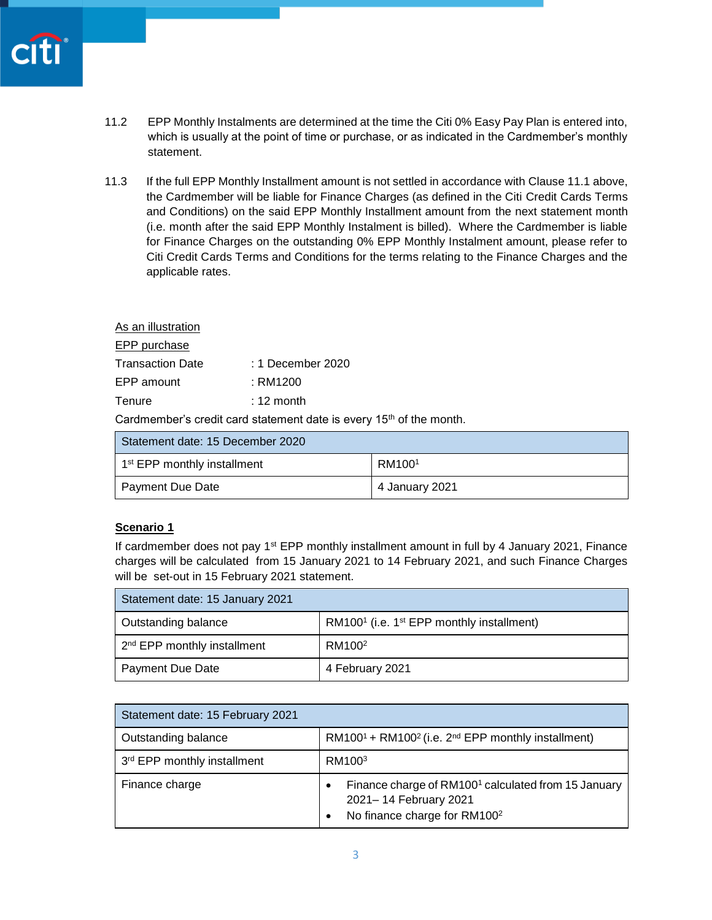11.2 EPP Monthly Instalments are determined at the time the Citi 0% Easy Pay Plan is entered into, which is usually at the point of time or purchase, or as indicated in the Cardmember's monthly statement.

11.3 If the full EPP Monthly Installment amount is not settled in accordance with Clause 11.1 above, the Cardmember will be liable for Finance Charges (as defined in the Citi Credit Cards Terms and Conditions) on the said EPP Monthly Installment amount from the next statement month (i.e. month after the said EPP Monthly Instalment is billed). Where the Cardmember is liable for Finance Charges on the outstanding 0% EPP Monthly Instalment amount, please refer to Citi Credit Cards Terms and Conditions for the terms relating to the Finance Charges and the applicable rates.

As an illustration

EPP purchase

Transaction Date : 1 December 2020

EPP amount : RM1200

Tenure : 12 month

Cardmember's credit card statement date is every 15th of the month.

| Statement date: 15 December 2020 | |
|---|---|
| 1st EPP monthly installment | RM100[1] |
| Payment Due Date | 4 January 2021 |

**Scenario 1**

If cardmember does not pay 1st EPP monthly installment amount in full by 4 January 2021, Finance charges will be calculated from 15 January 2021 to 14 February 2021, and such Finance Charges will be set-out in 15 February 2021 statement.

| Statement date: 15 January 2021 | |
|---|---|
| Outstanding balance | RM100[1] (i.e. 1st EPP monthly installment) |
| 2nd EPP monthly installment | RM100[2] |
| Payment Due Date | 4 February 2021 |

| Statement date: 15 February 2021 | |
|---|---|
| Outstanding balance | RM100[1] + RM100[2] (i.e. 2nd EPP monthly installment) |
| 3rd EPP monthly installment | RM100[3] |
| Finance charge | • Finance charge of RM100[1] calculated from 15 January 2021– 14 February 2021<br>• No finance charge for RM100[2] |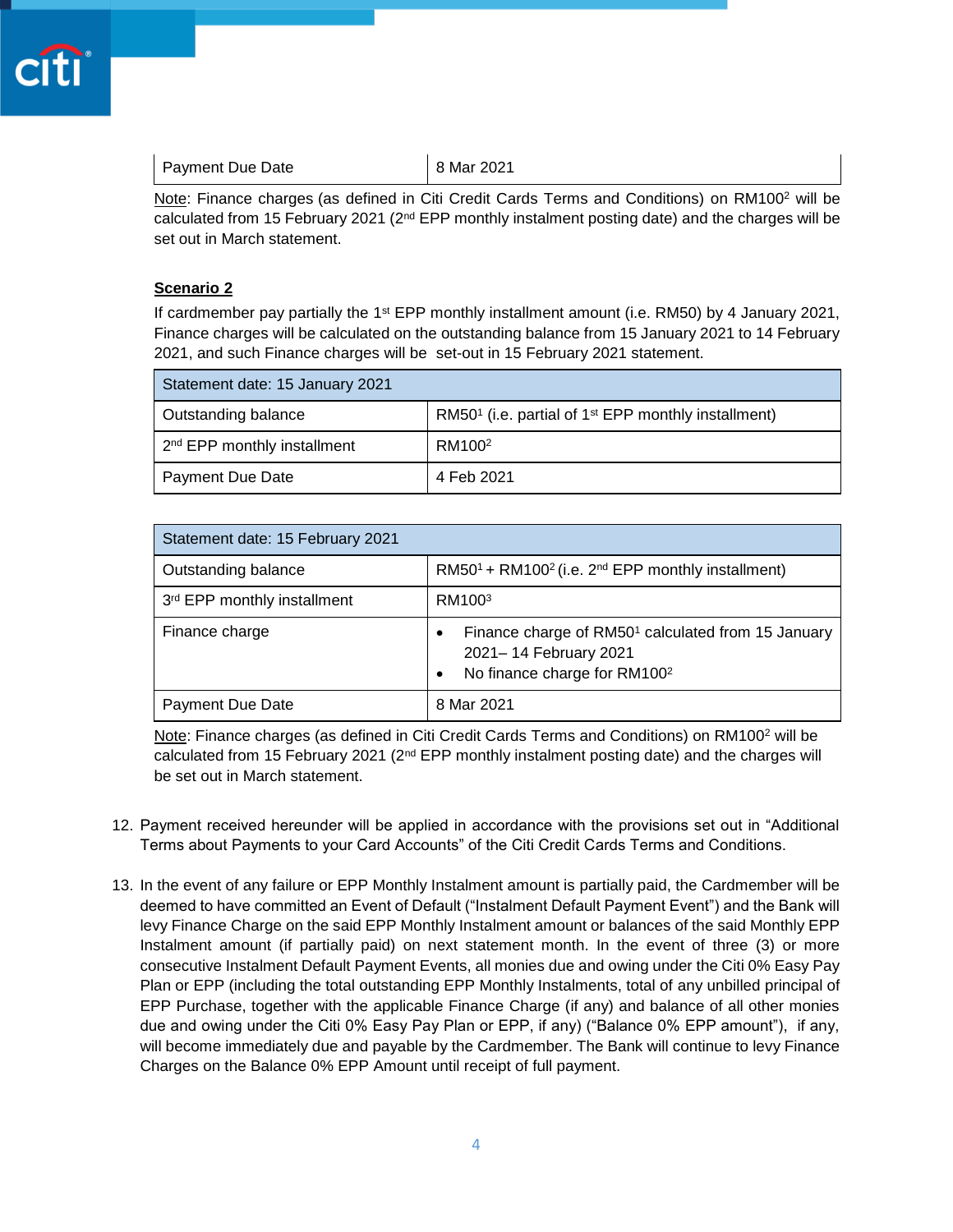| Payment Due Date | 8 Mar 2021 |
|---|---|

Note: Finance charges (as defined in Citi Credit Cards Terms and Conditions) on RM100[2] will be calculated from 15 February 2021 (2nd EPP monthly instalment posting date) and the charges will be set out in March statement.

**Scenario 2**

If cardmember pay partially the 1st EPP monthly installment amount (i.e. RM50) by 4 January 2021, Finance charges will be calculated on the outstanding balance from 15 January 2021 to 14 February 2021, and such Finance charges will be set-out in 15 February 2021 statement.

| Statement date: 15 January 2021 | |
|---|---|
| Outstanding balance | RM50[1] (i.e. partial of 1st EPP monthly installment) |
| 2nd EPP monthly installment | RM100[2] |
| Payment Due Date | 4 Feb 2021 |

| Statement date: 15 February 2021 | |
|---|---|
| Outstanding balance | RM50[1] + RM100[2] (i.e. 2nd EPP monthly installment) |
| 3rd EPP monthly installment | RM100[3] |
| Finance charge | • Finance charge of RM50[1] calculated from 15 January 2021– 14 February 2021<br>• No finance charge for RM100[2] |
| Payment Due Date | 8 Mar 2021 |

Note: Finance charges (as defined in Citi Credit Cards Terms and Conditions) on RM100[2] will be calculated from 15 February 2021 (2nd EPP monthly instalment posting date) and the charges will be set out in March statement.

12. Payment received hereunder will be applied in accordance with the provisions set out in "Additional Terms about Payments to your Card Accounts" of the Citi Credit Cards Terms and Conditions.

13. In the event of any failure or EPP Monthly Instalment amount is partially paid, the Cardmember will be deemed to have committed an Event of Default ("Instalment Default Payment Event") and the Bank will levy Finance Charge on the said EPP Monthly Instalment amount or balances of the said Monthly EPP Instalment amount (if partially paid) on next statement month. In the event of three (3) or more consecutive Instalment Default Payment Events, all monies due and owing under the Citi 0% Easy Pay Plan or EPP (including the total outstanding EPP Monthly Instalments, total of any unbilled principal of EPP Purchase, together with the applicable Finance Charge (if any) and balance of all other monies due and owing under the Citi 0% Easy Pay Plan or EPP, if any) ("Balance 0% EPP amount"), if any, will become immediately due and payable by the Cardmember. The Bank will continue to levy Finance Charges on the Balance 0% EPP Amount until receipt of full payment.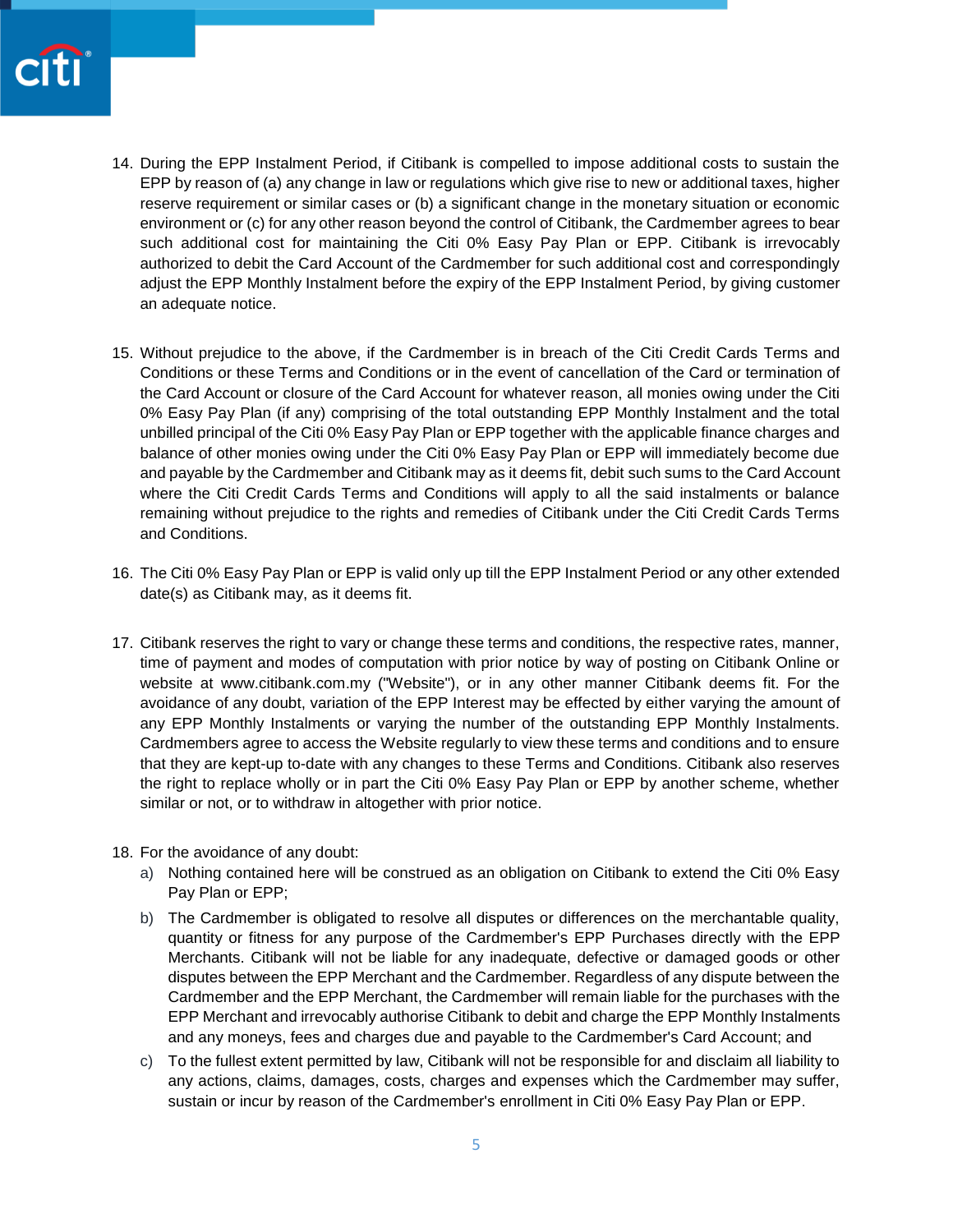14. During the EPP Instalment Period, if Citibank is compelled to impose additional costs to sustain the EPP by reason of (a) any change in law or regulations which give rise to new or additional taxes, higher reserve requirement or similar cases or (b) a significant change in the monetary situation or economic environment or (c) for any other reason beyond the control of Citibank, the Cardmember agrees to bear such additional cost for maintaining the Citi 0% Easy Pay Plan or EPP. Citibank is irrevocably authorized to debit the Card Account of the Cardmember for such additional cost and correspondingly adjust the EPP Monthly Instalment before the expiry of the EPP Instalment Period, by giving customer an adequate notice.

15. Without prejudice to the above, if the Cardmember is in breach of the Citi Credit Cards Terms and Conditions or these Terms and Conditions or in the event of cancellation of the Card or termination of the Card Account or closure of the Card Account for whatever reason, all monies owing under the Citi 0% Easy Pay Plan (if any) comprising of the total outstanding EPP Monthly Instalment and the total unbilled principal of the Citi 0% Easy Pay Plan or EPP together with the applicable finance charges and balance of other monies owing under the Citi 0% Easy Pay Plan or EPP will immediately become due and payable by the Cardmember and Citibank may as it deems fit, debit such sums to the Card Account where the Citi Credit Cards Terms and Conditions will apply to all the said instalments or balance remaining without prejudice to the rights and remedies of Citibank under the Citi Credit Cards Terms and Conditions.

16. The Citi 0% Easy Pay Plan or EPP is valid only up till the EPP Instalment Period or any other extended date(s) as Citibank may, as it deems fit.

17. Citibank reserves the right to vary or change these terms and conditions, the respective rates, manner, time of payment and modes of computation with prior notice by way of posting on Citibank Online or website at www.citibank.com.my ("Website"), or in any other manner Citibank deems fit. For the avoidance of any doubt, variation of the EPP Interest may be effected by either varying the amount of any EPP Monthly Instalments or varying the number of the outstanding EPP Monthly Instalments. Cardmembers agree to access the Website regularly to view these terms and conditions and to ensure that they are kept-up to-date with any changes to these Terms and Conditions. Citibank also reserves the right to replace wholly or in part the Citi 0% Easy Pay Plan or EPP by another scheme, whether similar or not, or to withdraw in altogether with prior notice.

18. For the avoidance of any doubt:
    a) Nothing contained here will be construed as an obligation on Citibank to extend the Citi 0% Easy Pay Plan or EPP;
    b) The Cardmember is obligated to resolve all disputes or differences on the merchantable quality, quantity or fitness for any purpose of the Cardmember's EPP Purchases directly with the EPP Merchants. Citibank will not be liable for any inadequate, defective or damaged goods or other disputes between the EPP Merchant and the Cardmember. Regardless of any dispute between the Cardmember and the EPP Merchant, the Cardmember will remain liable for the purchases with the EPP Merchant and irrevocably authorise Citibank to debit and charge the EPP Monthly Instalments and any moneys, fees and charges due and payable to the Cardmember's Card Account; and
    c) To the fullest extent permitted by law, Citibank will not be responsible for and disclaim all liability to any actions, claims, damages, costs, charges and expenses which the Cardmember may suffer, sustain or incur by reason of the Cardmember's enrollment in Citi 0% Easy Pay Plan or EPP.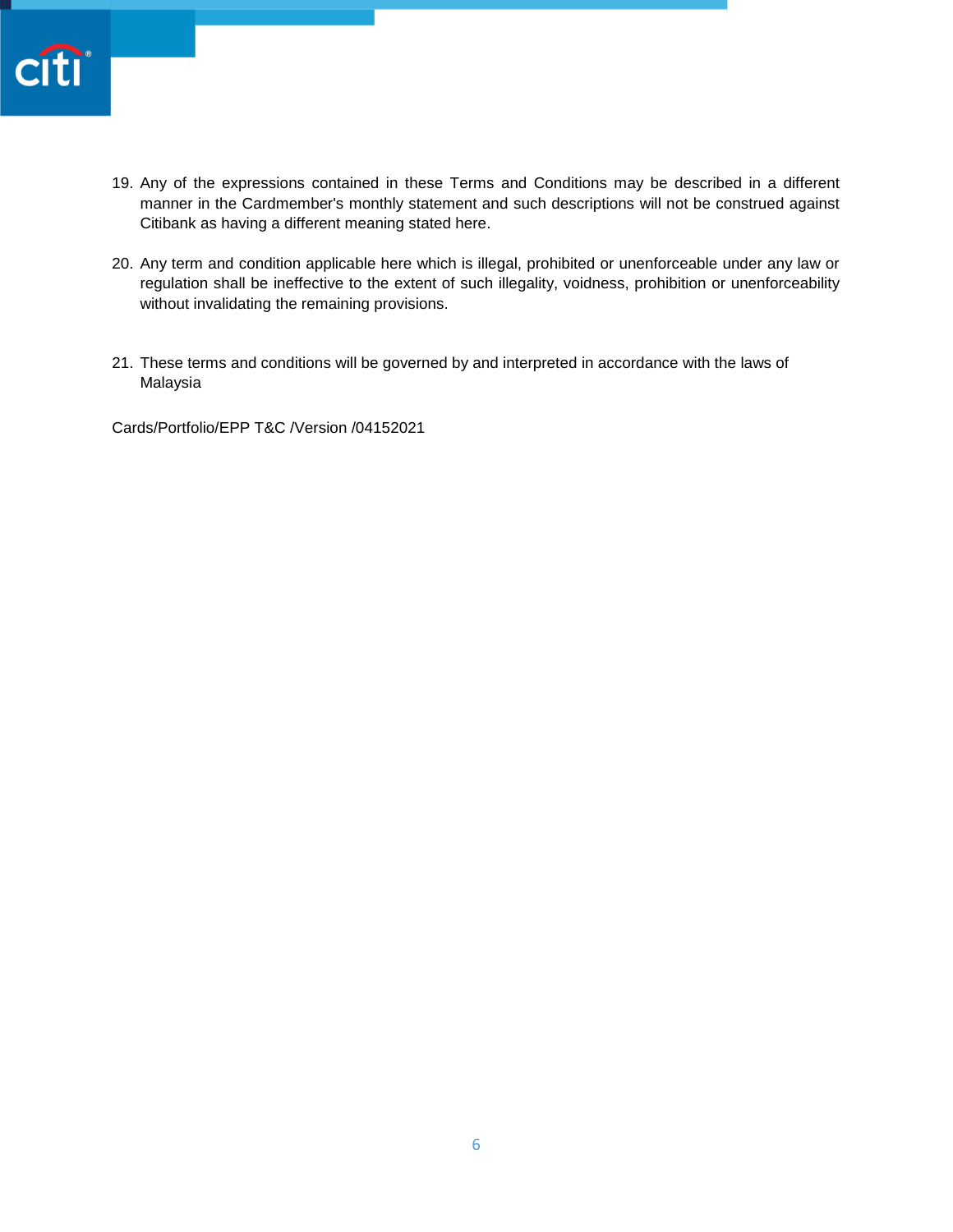19. Any of the expressions contained in these Terms and Conditions may be described in a different manner in the Cardmember's monthly statement and such descriptions will not be construed against Citibank as having a different meaning stated here.

20. Any term and condition applicable here which is illegal, prohibited or unenforceable under any law or regulation shall be ineffective to the extent of such illegality, voidness, prohibition or unenforceability without invalidating the remaining provisions.

21. These terms and conditions will be governed by and interpreted in accordance with the laws of Malaysia

Cards/Portfolio/EPP T&C /Version /04152021